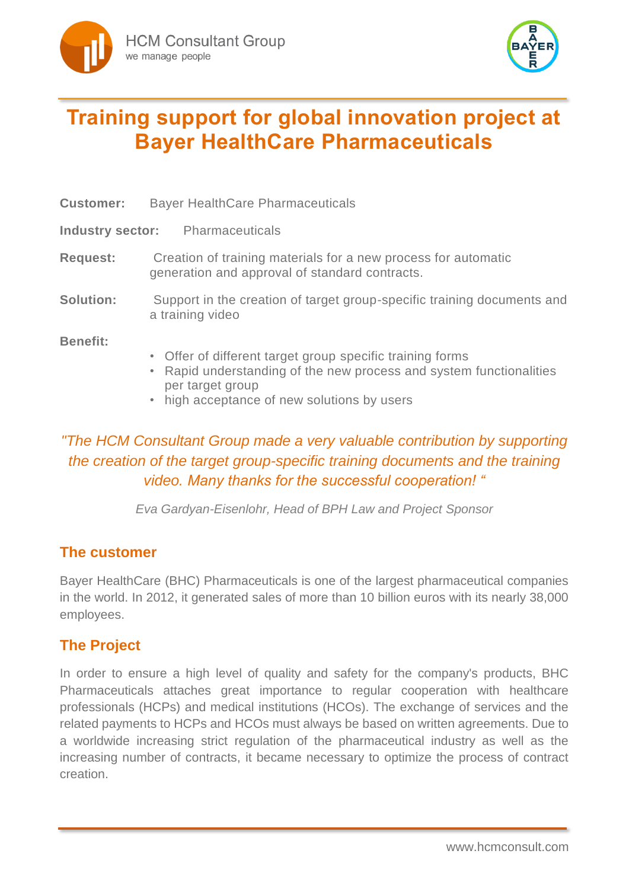HCM Consultant Group
we manage people

# Training support for global innovation project at Bayer HealthCare Pharmaceuticals

**Customer:** Bayer HealthCare Pharmaceuticals

**Industry sector:** Pharmaceuticals

**Request:** Creation of training materials for a new process for automatic generation and approval of standard contracts.

**Solution:** Support in the creation of target group-specific training documents and a training video

**Benefit:**

- Offer of different target group specific training forms
- Rapid understanding of the new process and system functionalities per target group
- high acceptance of new solutions by users

*"The HCM Consultant Group made a very valuable contribution by supporting the creation of the target group-specific training documents and the training video. Many thanks for the successful cooperation! "*

*Eva Gardyan-Eisenlohr, Head of BPH Law and Project Sponsor*

## The customer

Bayer HealthCare (BHC) Pharmaceuticals is one of the largest pharmaceutical companies in the world. In 2012, it generated sales of more than 10 billion euros with its nearly 38,000 employees.

## The Project

In order to ensure a high level of quality and safety for the company's products, BHC Pharmaceuticals attaches great importance to regular cooperation with healthcare professionals (HCPs) and medical institutions (HCOs). The exchange of services and the related payments to HCPs and HCOs must always be based on written agreements. Due to a worldwide increasing strict regulation of the pharmaceutical industry as well as the increasing number of contracts, it became necessary to optimize the process of contract creation.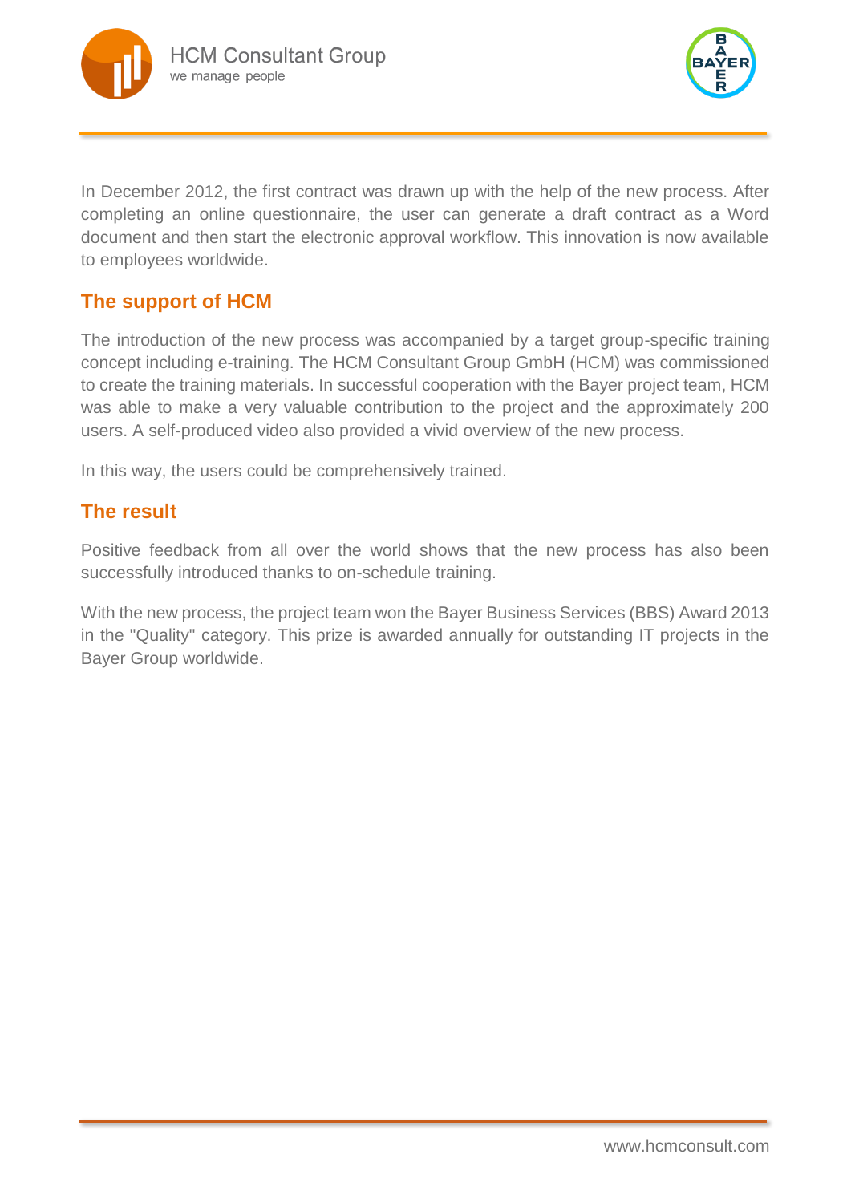In December 2012, the first contract was drawn up with the help of the new process. After completing an online questionnaire, the user can generate a draft contract as a Word document and then start the electronic approval workflow. This innovation is now available to employees worldwide.

## The support of HCM

The introduction of the new process was accompanied by a target group-specific training concept including e-training. The HCM Consultant Group GmbH (HCM) was commissioned to create the training materials. In successful cooperation with the Bayer project team, HCM was able to make a very valuable contribution to the project and the approximately 200 users. A self-produced video also provided a vivid overview of the new process.

In this way, the users could be comprehensively trained.

## The result

Positive feedback from all over the world shows that the new process has also been successfully introduced thanks to on-schedule training.

With the new process, the project team won the Bayer Business Services (BBS) Award 2013 in the "Quality" category. This prize is awarded annually for outstanding IT projects in the Bayer Group worldwide.